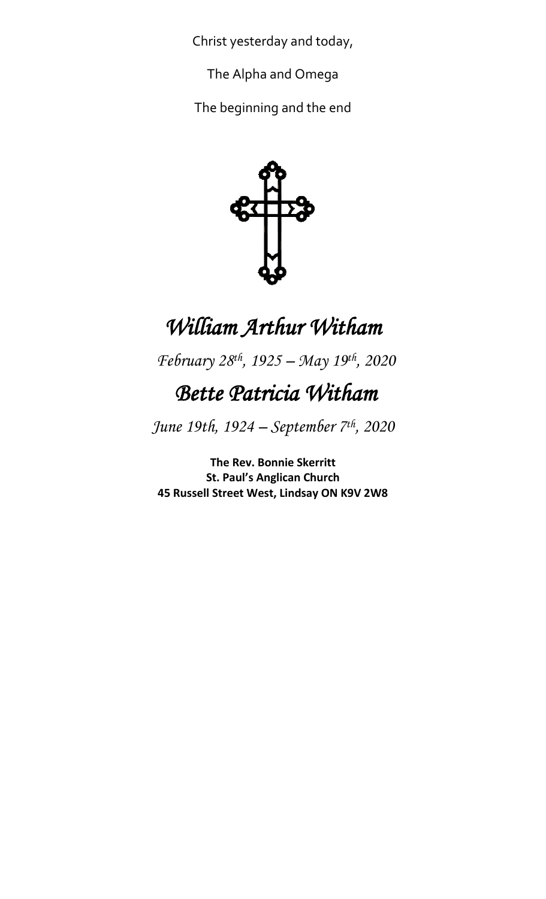Christ yesterday and today,

The Alpha and Omega

The beginning and the end

# *William Arthur Witham*

*February 28th, 1925 – May 19th, 2020*

# *Bette Patricia Witham*

*June 19th, 1924 – September 7th, 2020*

**The Rev. Bonnie Skerritt**
**St. Paul's Anglican Church**
**45 Russell Street West, Lindsay ON K9V 2W8**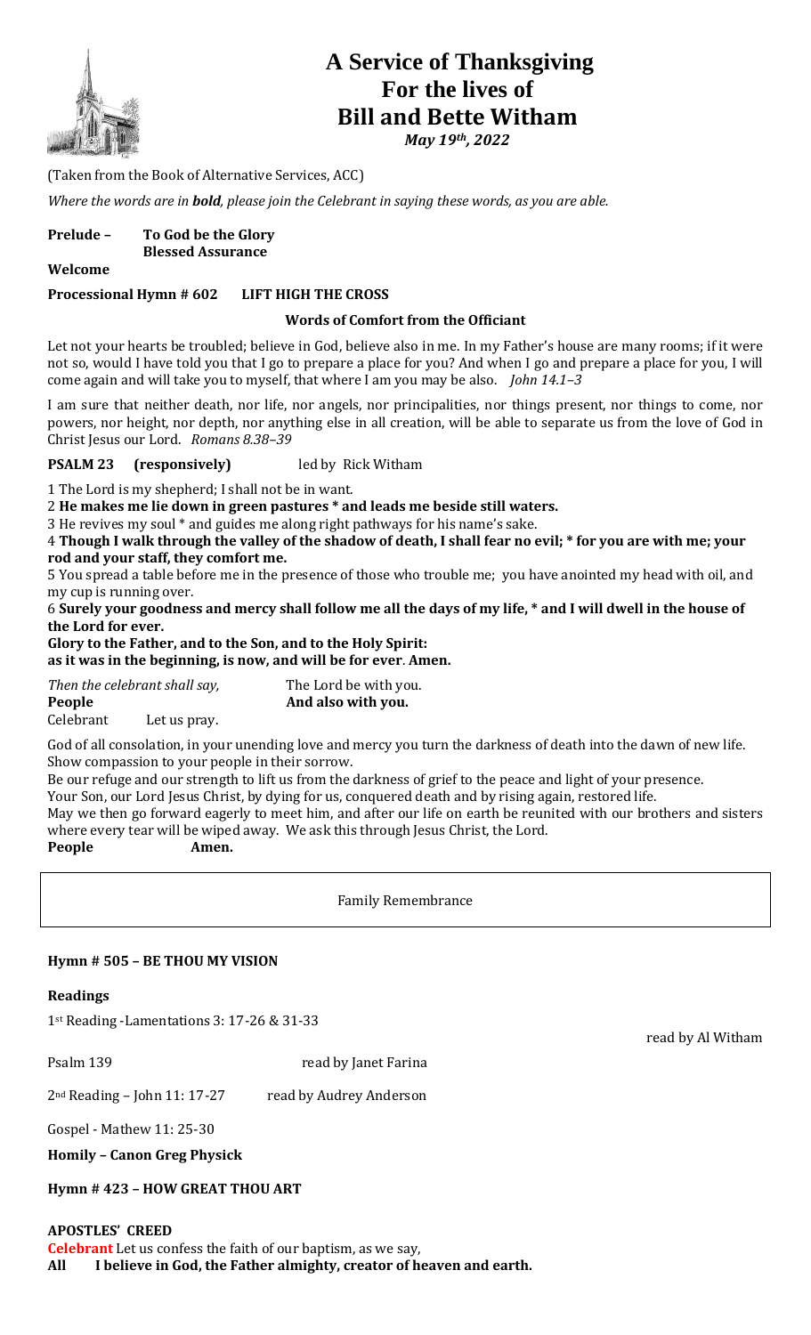# A Service of Thanksgiving For the lives of Bill and Bette Witham

***May 19th, 2022***

(Taken from the Book of Alternative Services, ACC)

*Where the words are in **bold**, please join the Celebrant in saying these words, as you are able.*

**Prelude – To God be the Glory**
**Blessed Assurance**

**Welcome**

**Processional Hymn # 602 LIFT HIGH THE CROSS**

**Words of Comfort from the Officiant**

Let not your hearts be troubled; believe in God, believe also in me. In my Father's house are many rooms; if it were not so, would I have told you that I go to prepare a place for you? And when I go and prepare a place for you, I will come again and will take you to myself, that where I am you may be also. *John 14.1–3*

I am sure that neither death, nor life, nor angels, nor principalities, nor things present, nor things to come, nor powers, nor height, nor depth, nor anything else in all creation, will be able to separate us from the love of God in Christ Jesus our Lord. *Romans 8.38–39*

**PSALM 23 (responsively)** led by Rick Witham

1 The Lord is my shepherd; I shall not be in want.

2 **He makes me lie down in green pastures * and leads me beside still waters.**

3 He revives my soul * and guides me along right pathways for his name's sake.

4 **Though I walk through the valley of the shadow of death, I shall fear no evil; * for you are with me; your rod and your staff, they comfort me.**

5 You spread a table before me in the presence of those who trouble me; you have anointed my head with oil, and my cup is running over.

6 **Surely your goodness and mercy shall follow me all the days of my life, * and I will dwell in the house of the Lord for ever.**

**Glory to the Father, and to the Son, and to the Holy Spirit:**
**as it was in the beginning, is now, and will be for ever. Amen.**

*Then the celebrant shall say,* The Lord be with you.
**People** **And also with you.**
Celebrant Let us pray.

God of all consolation, in your unending love and mercy you turn the darkness of death into the dawn of new life. Show compassion to your people in their sorrow.

Be our refuge and our strength to lift us from the darkness of grief to the peace and light of your presence.

Your Son, our Lord Jesus Christ, by dying for us, conquered death and by rising again, restored life.

May we then go forward eagerly to meet him, and after our life on earth be reunited with our brothers and sisters where every tear will be wiped away. We ask this through Jesus Christ, the Lord.

**People** **Amen.**

Family Remembrance

**Hymn # 505 – BE THOU MY VISION**

**Readings**

1st Reading -Lamentations 3: 17-26 & 31-33 read by Al Witham

Psalm 139 read by Janet Farina

2nd Reading – John 11: 17-27 read by Audrey Anderson

Gospel - Mathew 11: 25-30

**Homily – Canon Greg Physick**

**Hymn # 423 – HOW GREAT THOU ART**

**APOSTLES' CREED**

**Celebrant** Let us confess the faith of our baptism, as we say,

**All I believe in God, the Father almighty, creator of heaven and earth.**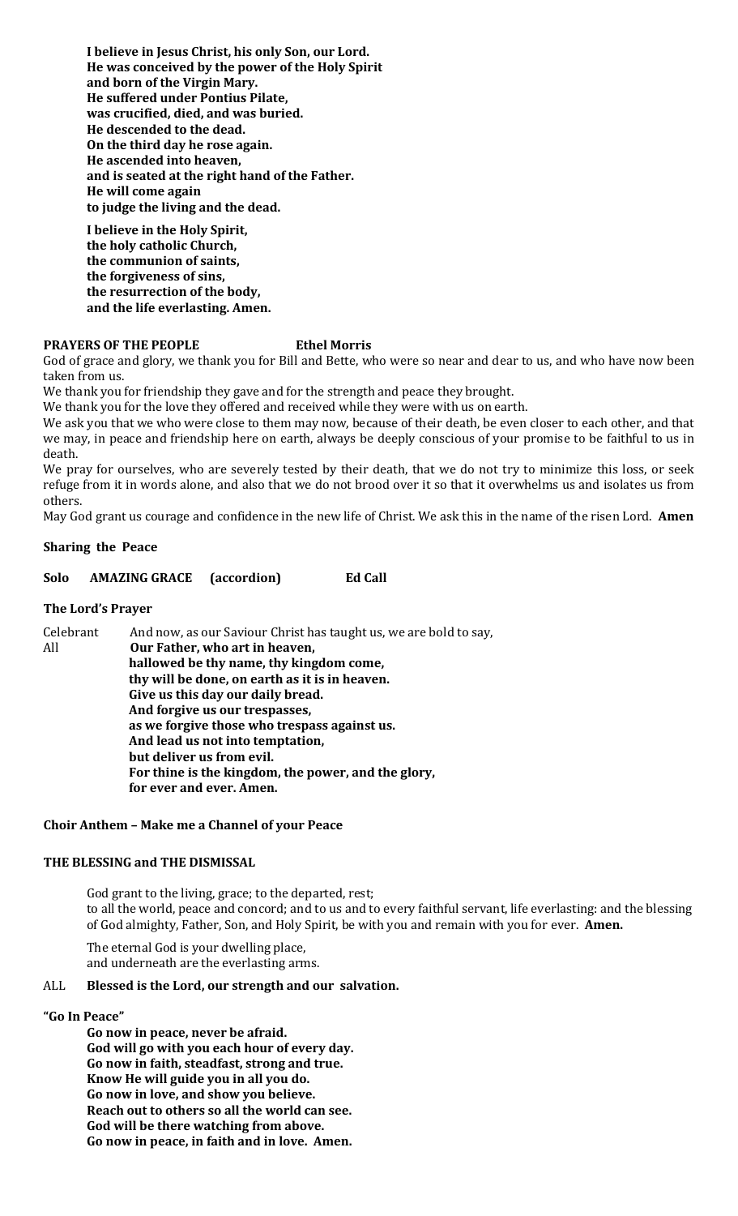**I believe in Jesus Christ, his only Son, our Lord.**
**He was conceived by the power of the Holy Spirit**
**and born of the Virgin Mary.**
**He suffered under Pontius Pilate,**
**was crucified, died, and was buried.**
**He descended to the dead.**
**On the third day he rose again.**
**He ascended into heaven,**
**and is seated at the right hand of the Father.**
**He will come again**
**to judge the living and the dead.**

**I believe in the Holy Spirit,**
**the holy catholic Church,**
**the communion of saints,**
**the forgiveness of sins,**
**the resurrection of the body,**
**and the life everlasting. Amen.**

**PRAYERS OF THE PEOPLE** **Ethel Morris**

God of grace and glory, we thank you for Bill and Bette, who were so near and dear to us, and who have now been taken from us.

We thank you for friendship they gave and for the strength and peace they brought.

We thank you for the love they offered and received while they were with us on earth.

We ask you that we who were close to them may now, because of their death, be even closer to each other, and that we may, in peace and friendship here on earth, always be deeply conscious of your promise to be faithful to us in death.

We pray for ourselves, who are severely tested by their death, that we do not try to minimize this loss, or seek refuge from it in words alone, and also that we do not brood over it so that it overwhelms us and isolates us from others.

May God grant us courage and confidence in the new life of Christ. We ask this in the name of the risen Lord. **Amen**

**Sharing the Peace**

**Solo AMAZING GRACE (accordion) Ed Call**

**The Lord's Prayer**

Celebrant And now, as our Saviour Christ has taught us, we are bold to say,
All **Our Father, who art in heaven,**
**hallowed be thy name, thy kingdom come,**
**thy will be done, on earth as it is in heaven.**
**Give us this day our daily bread.**
**And forgive us our trespasses,**
**as we forgive those who trespass against us.**
**And lead us not into temptation,**
**but deliver us from evil.**
**For thine is the kingdom, the power, and the glory,**
**for ever and ever. Amen.**

**Choir Anthem – Make me a Channel of your Peace**

**THE BLESSING and THE DISMISSAL**

God grant to the living, grace; to the departed, rest;
to all the world, peace and concord; and to us and to every faithful servant, life everlasting: and the blessing of God almighty, Father, Son, and Holy Spirit, be with you and remain with you for ever. **Amen.**

The eternal God is your dwelling place,
and underneath are the everlasting arms.

ALL **Blessed is the Lord, our strength and our salvation.**

**"Go In Peace"**

**Go now in peace, never be afraid.**
**God will go with you each hour of every day.**
**Go now in faith, steadfast, strong and true.**
**Know He will guide you in all you do.**
**Go now in love, and show you believe.**
**Reach out to others so all the world can see.**
**God will be there watching from above.**
**Go now in peace, in faith and in love. Amen.**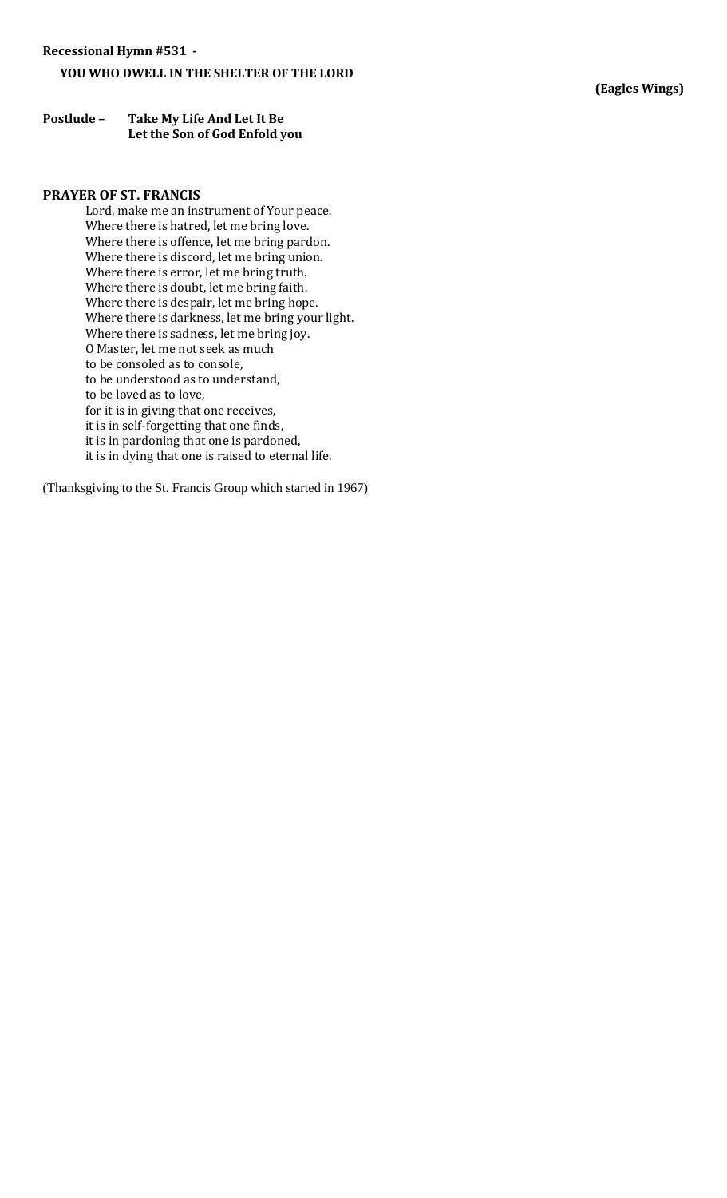**Recessional Hymn #531 -**

**YOU WHO DWELL IN THE SHELTER OF THE LORD**

**(Eagles Wings)**

**Postlude –** **Take My Life And Let It Be**
**Let the Son of God Enfold you**

**PRAYER OF ST. FRANCIS**

Lord, make me an instrument of Your peace.
Where there is hatred, let me bring love.
Where there is offence, let me bring pardon.
Where there is discord, let me bring union.
Where there is error, let me bring truth.
Where there is doubt, let me bring faith.
Where there is despair, let me bring hope.
Where there is darkness, let me bring your light.
Where there is sadness, let me bring joy.
O Master, let me not seek as much
to be consoled as to console,
to be understood as to understand,
to be loved as to love,
for it is in giving that one receives,
it is in self-forgetting that one finds,
it is in pardoning that one is pardoned,
it is in dying that one is raised to eternal life.

(Thanksgiving to the St. Francis Group which started in 1967)